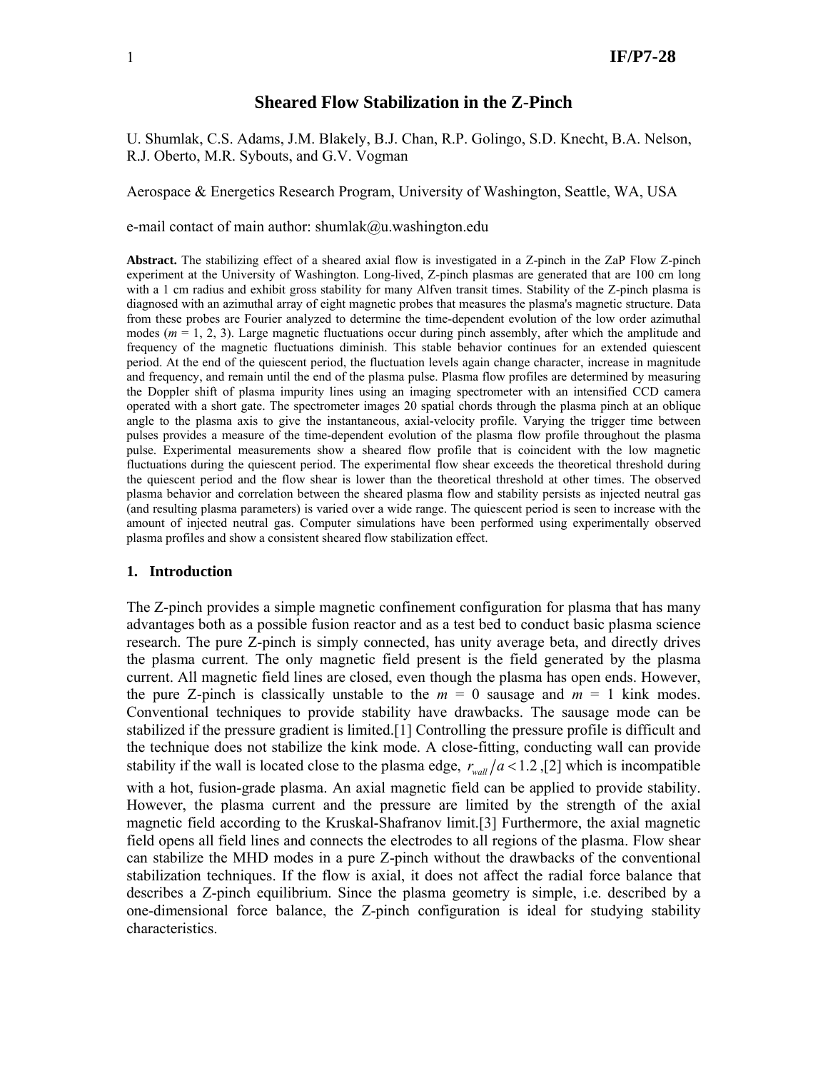# Sheared Flow Stabilization in the Z-Pinch

U. Shumlak, C.S. Adams, J.M. Blakely, B.J. Chan, R.P. Golingo, S.D. Knecht, B.A. Nelson, R.J. Oberto, M.R. Sybouts, and G.V. Vogman

Aerospace & Energetics Research Program, University of Washington, Seattle, WA, USA

e-mail contact of main author: shumlak@u.washington.edu

**Abstract.** The stabilizing effect of a sheared axial flow is investigated in a Z-pinch in the ZaP Flow Z-pinch experiment at the University of Washington. Long-lived, Z-pinch plasmas are generated that are 100 cm long with a 1 cm radius and exhibit gross stability for many Alfven transit times. Stability of the Z-pinch plasma is diagnosed with an azimuthal array of eight magnetic probes that measures the plasma's magnetic structure. Data from these probes are Fourier analyzed to determine the time-dependent evolution of the low order azimuthal modes ($m$ = 1, 2, 3). Large magnetic fluctuations occur during pinch assembly, after which the amplitude and frequency of the magnetic fluctuations diminish. This stable behavior continues for an extended quiescent period. At the end of the quiescent period, the fluctuation levels again change character, increase in magnitude and frequency, and remain until the end of the plasma pulse. Plasma flow profiles are determined by measuring the Doppler shift of plasma impurity lines using an imaging spectrometer with an intensified CCD camera operated with a short gate. The spectrometer images 20 spatial chords through the plasma pinch at an oblique angle to the plasma axis to give the instantaneous, axial-velocity profile. Varying the trigger time between pulses provides a measure of the time-dependent evolution of the plasma flow profile throughout the plasma pulse. Experimental measurements show a sheared flow profile that is coincident with the low magnetic fluctuations during the quiescent period. The experimental flow shear exceeds the theoretical threshold during the quiescent period and the flow shear is lower than the theoretical threshold at other times. The observed plasma behavior and correlation between the sheared plasma flow and stability persists as injected neutral gas (and resulting plasma parameters) is varied over a wide range. The quiescent period is seen to increase with the amount of injected neutral gas. Computer simulations have been performed using experimentally observed plasma profiles and show a consistent sheared flow stabilization effect.

## 1. Introduction

The Z-pinch provides a simple magnetic confinement configuration for plasma that has many advantages both as a possible fusion reactor and as a test bed to conduct basic plasma science research. The pure Z-pinch is simply connected, has unity average beta, and directly drives the plasma current. The only magnetic field present is the field generated by the plasma current. All magnetic field lines are closed, even though the plasma has open ends. However, the pure Z-pinch is classically unstable to the $m$ = 0 sausage and $m$ = 1 kink modes. Conventional techniques to provide stability have drawbacks. The sausage mode can be stabilized if the pressure gradient is limited.[1] Controlling the pressure profile is difficult and the technique does not stabilize the kink mode. A close-fitting, conducting wall can provide stability if the wall is located close to the plasma edge, $r_{wall}/a < 1.2$ ,[2] which is incompatible with a hot, fusion-grade plasma. An axial magnetic field can be applied to provide stability. However, the plasma current and the pressure are limited by the strength of the axial magnetic field according to the Kruskal-Shafranov limit.[3] Furthermore, the axial magnetic field opens all field lines and connects the electrodes to all regions of the plasma. Flow shear can stabilize the MHD modes in a pure Z-pinch without the drawbacks of the conventional stabilization techniques. If the flow is axial, it does not affect the radial force balance that describes a Z-pinch equilibrium. Since the plasma geometry is simple, i.e. described by a one-dimensional force balance, the Z-pinch configuration is ideal for studying stability characteristics.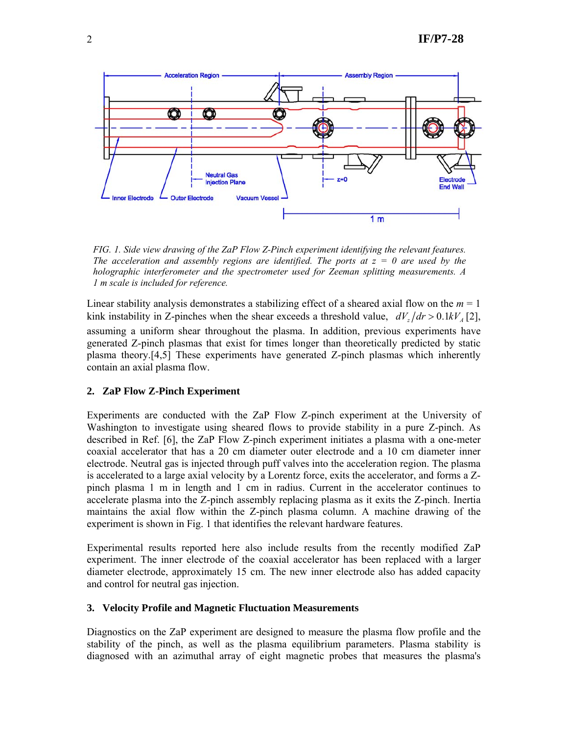FIG. 1. Side view drawing of the ZaP Flow Z-Pinch experiment identifying the relevant features. The acceleration and assembly regions are identified. The ports at $z = 0$ are used by the holographic interferometer and the spectrometer used for Zeeman splitting measurements. A 1 m scale is included for reference.

Linear stability analysis demonstrates a stabilizing effect of a sheared axial flow on the $m = 1$ kink instability in Z-pinches when the shear exceeds a threshold value, $dV_z/dr > 0.1kV_A$ [2], assuming a uniform shear throughout the plasma. In addition, previous experiments have generated Z-pinch plasmas that exist for times longer than theoretically predicted by static plasma theory.[4,5] These experiments have generated Z-pinch plasmas which inherently contain an axial plasma flow.

## 2. ZaP Flow Z-Pinch Experiment

Experiments are conducted with the ZaP Flow Z-pinch experiment at the University of Washington to investigate using sheared flows to provide stability in a pure Z-pinch. As described in Ref. [6], the ZaP Flow Z-pinch experiment initiates a plasma with a one-meter coaxial accelerator that has a 20 cm diameter outer electrode and a 10 cm diameter inner electrode. Neutral gas is injected through puff valves into the acceleration region. The plasma is accelerated to a large axial velocity by a Lorentz force, exits the accelerator, and forms a Z-pinch plasma 1 m in length and 1 cm in radius. Current in the accelerator continues to accelerate plasma into the Z-pinch assembly replacing plasma as it exits the Z-pinch. Inertia maintains the axial flow within the Z-pinch plasma column. A machine drawing of the experiment is shown in Fig. 1 that identifies the relevant hardware features.

Experimental results reported here also include results from the recently modified ZaP experiment. The inner electrode of the coaxial accelerator has been replaced with a larger diameter electrode, approximately 15 cm. The new inner electrode also has added capacity and control for neutral gas injection.

## 3. Velocity Profile and Magnetic Fluctuation Measurements

Diagnostics on the ZaP experiment are designed to measure the plasma flow profile and the stability of the pinch, as well as the plasma equilibrium parameters. Plasma stability is diagnosed with an azimuthal array of eight magnetic probes that measures the plasma's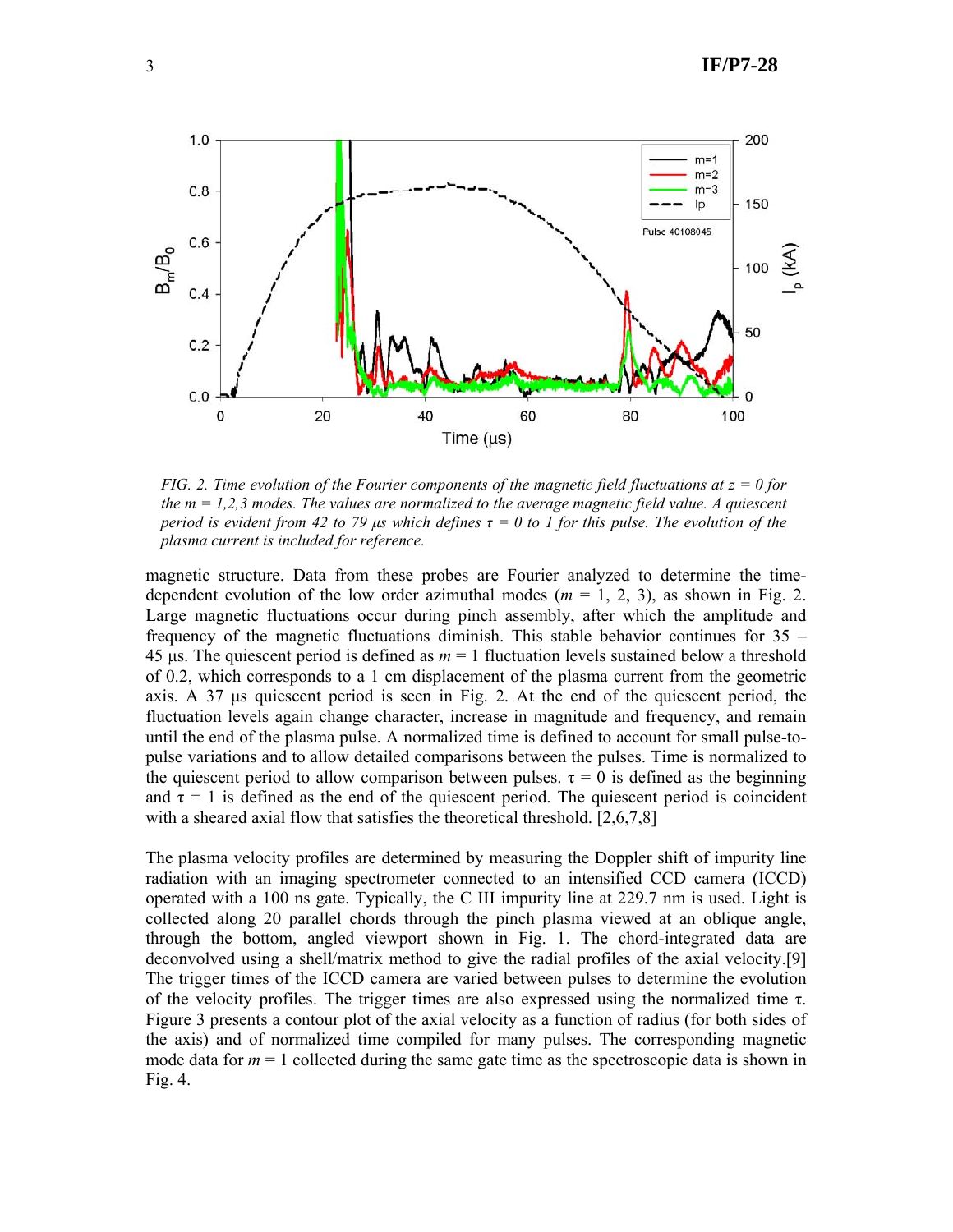*FIG. 2. Time evolution of the Fourier components of the magnetic field fluctuations at z = 0 for the m = 1,2,3 modes. The values are normalized to the average magnetic field value. A quiescent period is evident from 42 to 79 μs which defines τ = 0 to 1 for this pulse. The evolution of the plasma current is included for reference.*

magnetic structure. Data from these probes are Fourier analyzed to determine the time-dependent evolution of the low order azimuthal modes ($m$ = 1, 2, 3), as shown in Fig. 2. Large magnetic fluctuations occur during pinch assembly, after which the amplitude and frequency of the magnetic fluctuations diminish. This stable behavior continues for 35 – 45 μs. The quiescent period is defined as $m$ = 1 fluctuation levels sustained below a threshold of 0.2, which corresponds to a 1 cm displacement of the plasma current from the geometric axis. A 37 μs quiescent period is seen in Fig. 2. At the end of the quiescent period, the fluctuation levels again change character, increase in magnitude and frequency, and remain until the end of the plasma pulse. A normalized time is defined to account for small pulse-to-pulse variations and to allow detailed comparisons between the pulses. Time is normalized to the quiescent period to allow comparison between pulses. $\tau$ = 0 is defined as the beginning and $\tau$ = 1 is defined as the end of the quiescent period. The quiescent period is coincident with a sheared axial flow that satisfies the theoretical threshold. [2,6,7,8]

The plasma velocity profiles are determined by measuring the Doppler shift of impurity line radiation with an imaging spectrometer connected to an intensified CCD camera (ICCD) operated with a 100 ns gate. Typically, the C III impurity line at 229.7 nm is used. Light is collected along 20 parallel chords through the pinch plasma viewed at an oblique angle, through the bottom, angled viewport shown in Fig. 1. The chord-integrated data are deconvolved using a shell/matrix method to give the radial profiles of the axial velocity.[9] The trigger times of the ICCD camera are varied between pulses to determine the evolution of the velocity profiles. The trigger times are also expressed using the normalized time $\tau$. Figure 3 presents a contour plot of the axial velocity as a function of radius (for both sides of the axis) and of normalized time compiled for many pulses. The corresponding magnetic mode data for $m$ = 1 collected during the same gate time as the spectroscopic data is shown in Fig. 4.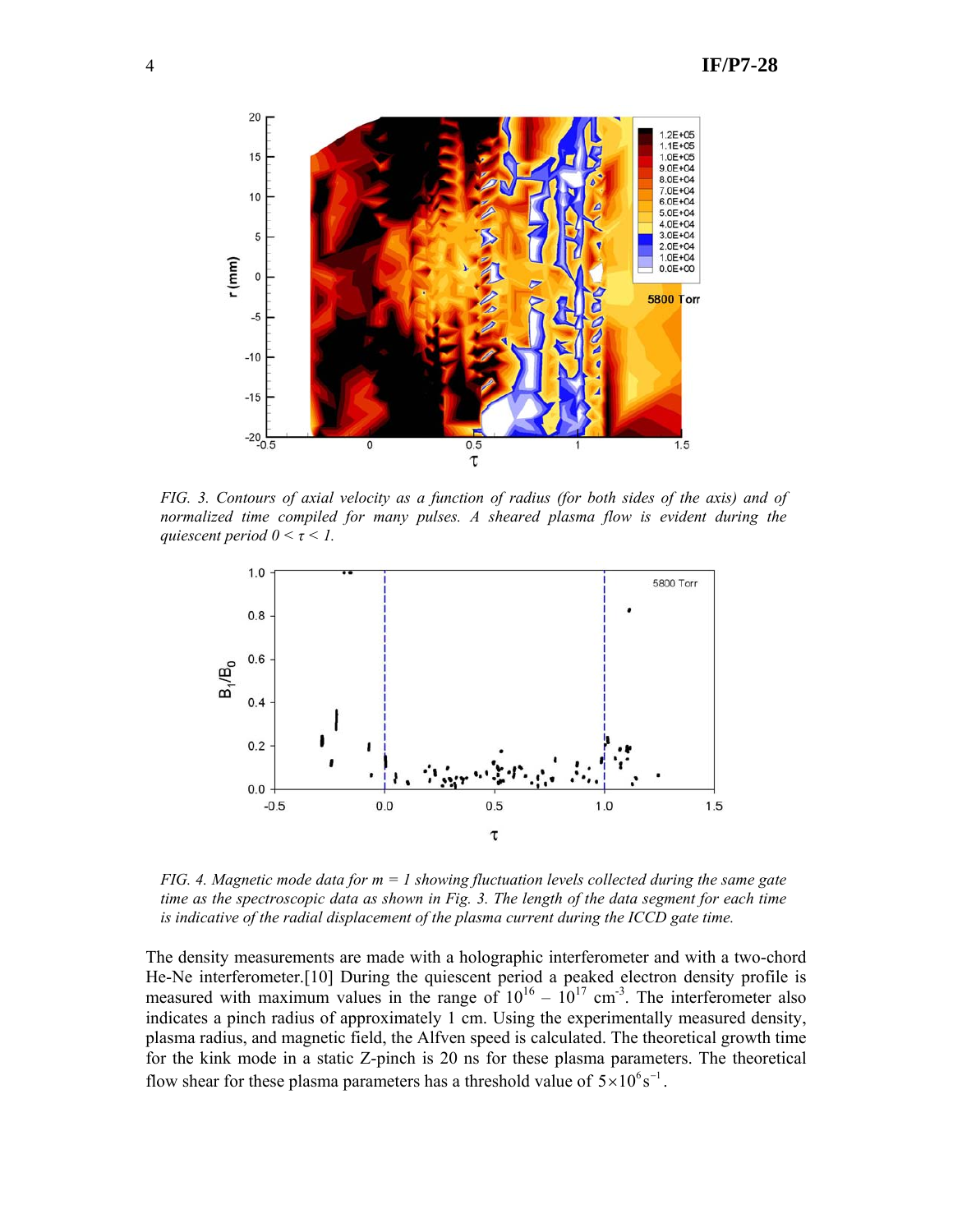FIG. 3. *Contours of axial velocity as a function of radius (for both sides of the axis) and of normalized time compiled for many pulses. A sheared plasma flow is evident during the quiescent period $0 < \tau < 1$.*

FIG. 4. *Magnetic mode data for $m = 1$ showing fluctuation levels collected during the same gate time as the spectroscopic data as shown in Fig. 3. The length of the data segment for each time is indicative of the radial displacement of the plasma current during the ICCD gate time.*

The density measurements are made with a holographic interferometer and with a two-chord He-Ne interferometer.[10] During the quiescent period a peaked electron density profile is measured with maximum values in the range of $10^{16}$ – $10^{17}$ cm$^{-3}$. The interferometer also indicates a pinch radius of approximately 1 cm. Using the experimentally measured density, plasma radius, and magnetic field, the Alfven speed is calculated. The theoretical growth time for the kink mode in a static Z-pinch is 20 ns for these plasma parameters. The theoretical flow shear for these plasma parameters has a threshold value of $5\times10^{6}\,\mathrm{s}^{-1}$.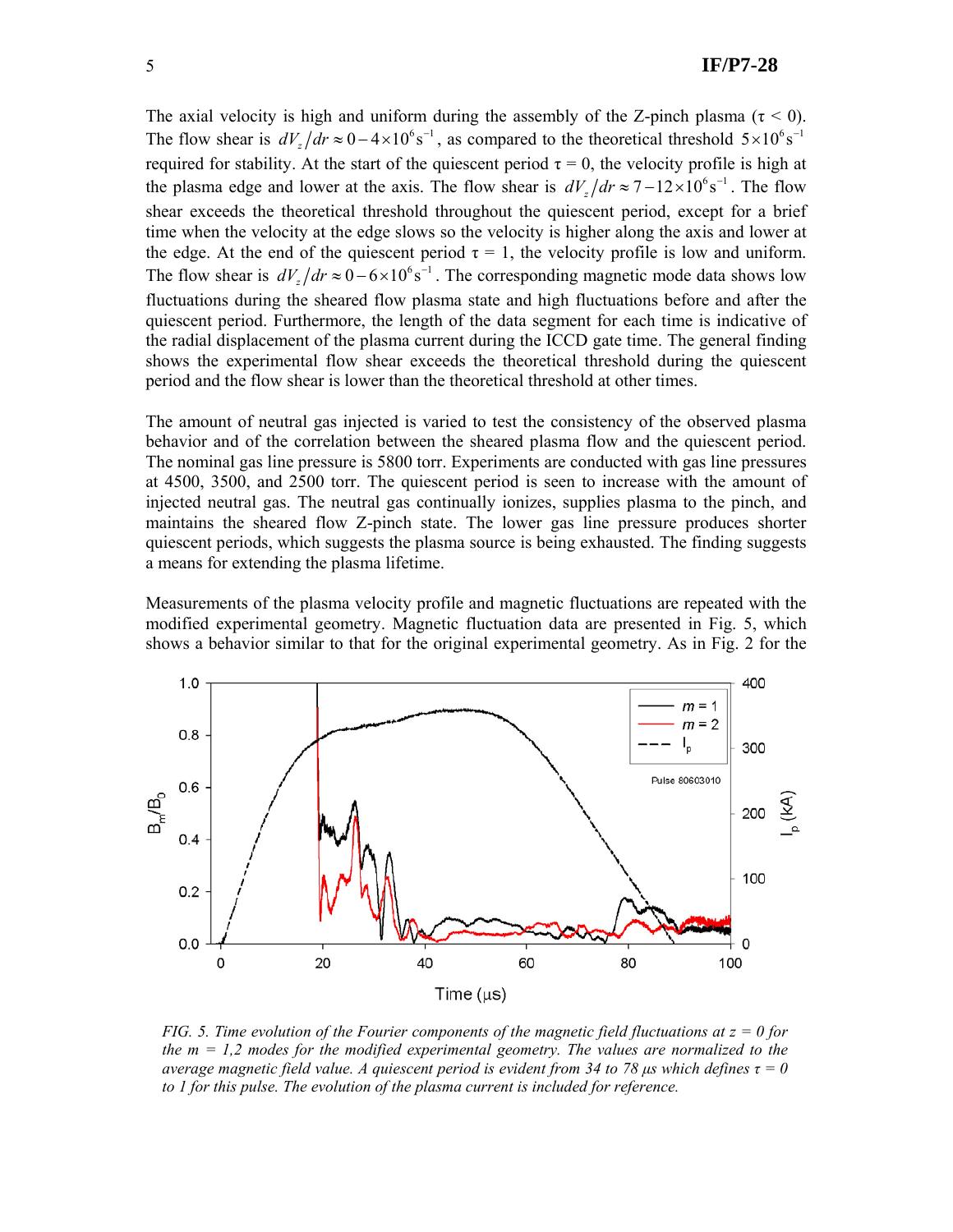The axial velocity is high and uniform during the assembly of the Z-pinch plasma ($\tau < 0$). The flow shear is $dV_z/dr \approx 0-4\times10^6\,\mathrm{s}^{-1}$, as compared to the theoretical threshold $5\times10^6\,\mathrm{s}^{-1}$ required for stability. At the start of the quiescent period $\tau = 0$, the velocity profile is high at the plasma edge and lower at the axis. The flow shear is $dV_z/dr \approx 7-12\times10^6\,\mathrm{s}^{-1}$. The flow shear exceeds the theoretical threshold throughout the quiescent period, except for a brief time when the velocity at the edge slows so the velocity is higher along the axis and lower at the edge. At the end of the quiescent period $\tau = 1$, the velocity profile is low and uniform. The flow shear is $dV_z/dr \approx 0-6\times10^6\,\mathrm{s}^{-1}$. The corresponding magnetic mode data shows low fluctuations during the sheared flow plasma state and high fluctuations before and after the quiescent period. Furthermore, the length of the data segment for each time is indicative of the radial displacement of the plasma current during the ICCD gate time. The general finding shows the experimental flow shear exceeds the theoretical threshold during the quiescent period and the flow shear is lower than the theoretical threshold at other times.

The amount of neutral gas injected is varied to test the consistency of the observed plasma behavior and of the correlation between the sheared plasma flow and the quiescent period. The nominal gas line pressure is 5800 torr. Experiments are conducted with gas line pressures at 4500, 3500, and 2500 torr. The quiescent period is seen to increase with the amount of injected neutral gas. The neutral gas continually ionizes, supplies plasma to the pinch, and maintains the sheared flow Z-pinch state. The lower gas line pressure produces shorter quiescent periods, which suggests the plasma source is being exhausted. The finding suggests a means for extending the plasma lifetime.

Measurements of the plasma velocity profile and magnetic fluctuations are repeated with the modified experimental geometry. Magnetic fluctuation data are presented in Fig. 5, which shows a behavior similar to that for the original experimental geometry. As in Fig. 2 for the

*FIG. 5. Time evolution of the Fourier components of the magnetic field fluctuations at z = 0 for the m = 1,2 modes for the modified experimental geometry. The values are normalized to the average magnetic field value. A quiescent period is evident from 34 to 78 μs which defines τ = 0 to 1 for this pulse. The evolution of the plasma current is included for reference.*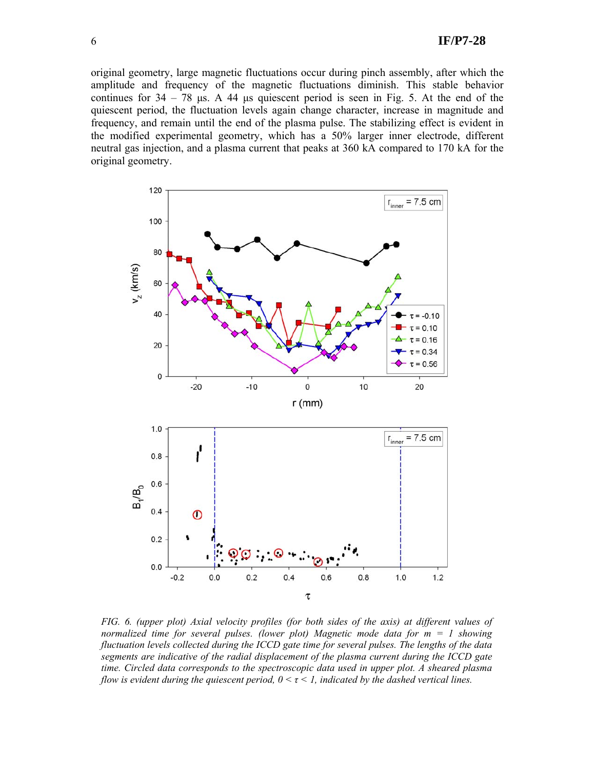original geometry, large magnetic fluctuations occur during pinch assembly, after which the amplitude and frequency of the magnetic fluctuations diminish. This stable behavior continues for 34 – 78 μs. A 44 μs quiescent period is seen in Fig. 5. At the end of the quiescent period, the fluctuation levels again change character, increase in magnitude and frequency, and remain until the end of the plasma pulse. The stabilizing effect is evident in the modified experimental geometry, which has a 50% larger inner electrode, different neutral gas injection, and a plasma current that peaks at 360 kA compared to 170 kA for the original geometry.

*FIG. 6. (upper plot) Axial velocity profiles (for both sides of the axis) at different values of normalized time for several pulses. (lower plot) Magnetic mode data for m = 1 showing fluctuation levels collected during the ICCD gate time for several pulses. The lengths of the data segments are indicative of the radial displacement of the plasma current during the ICCD gate time. Circled data corresponds to the spectroscopic data used in upper plot. A sheared plasma flow is evident during the quiescent period, $0 < \tau < 1$, indicated by the dashed vertical lines.*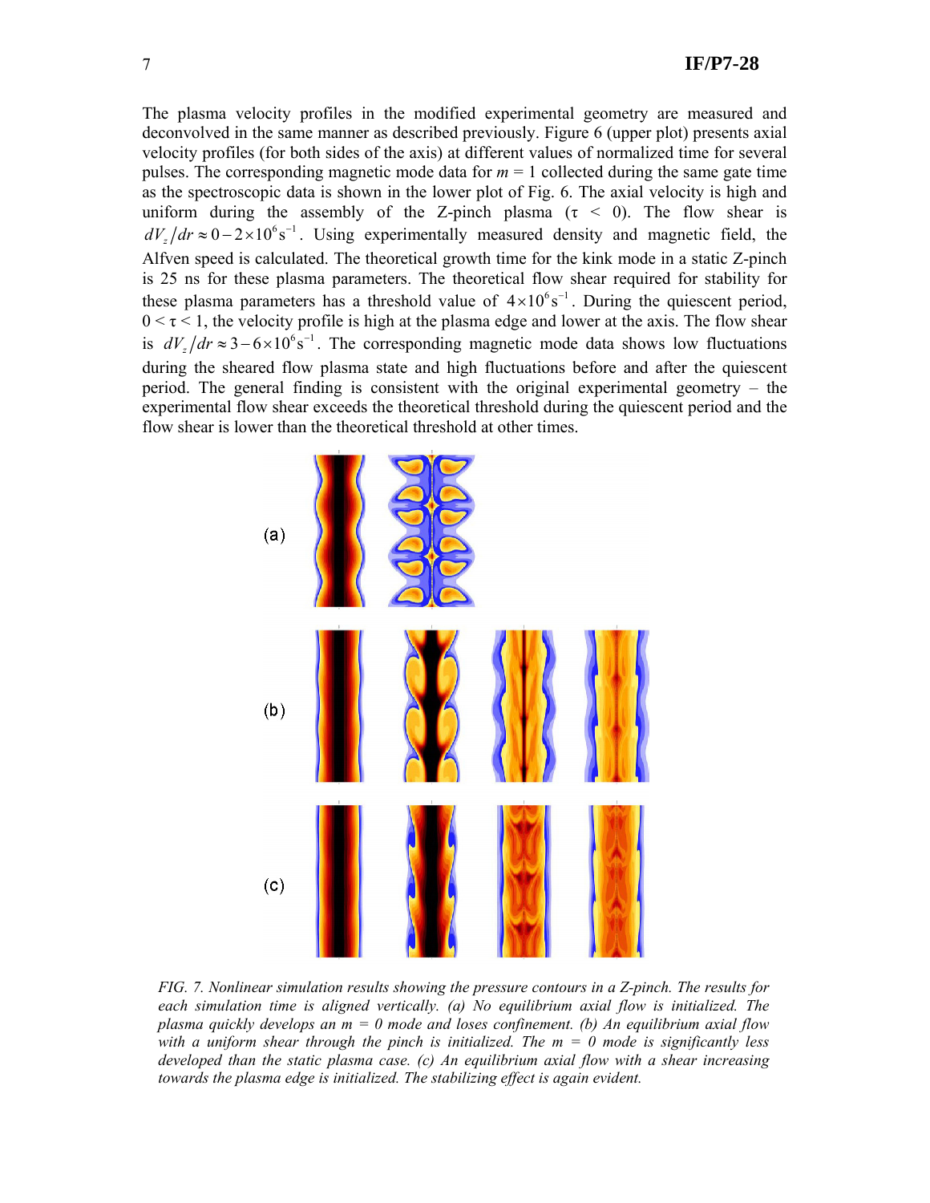The plasma velocity profiles in the modified experimental geometry are measured and deconvolved in the same manner as described previously. Figure 6 (upper plot) presents axial velocity profiles (for both sides of the axis) at different values of normalized time for several pulses. The corresponding magnetic mode data for $m = 1$ collected during the same gate time as the spectroscopic data is shown in the lower plot of Fig. 6. The axial velocity is high and uniform during the assembly of the Z-pinch plasma ($\tau < 0$). The flow shear is $dV_z/dr \approx 0-2\times10^6\,\mathrm{s}^{-1}$. Using experimentally measured density and magnetic field, the Alfven speed is calculated. The theoretical growth time for the kink mode in a static Z-pinch is 25 ns for these plasma parameters. The theoretical flow shear required for stability for these plasma parameters has a threshold value of $4\times10^6\,\mathrm{s}^{-1}$. During the quiescent period, $0 < \tau < 1$, the velocity profile is high at the plasma edge and lower at the axis. The flow shear is $dV_z/dr \approx 3-6\times10^6\,\mathrm{s}^{-1}$. The corresponding magnetic mode data shows low fluctuations during the sheared flow plasma state and high fluctuations before and after the quiescent period. The general finding is consistent with the original experimental geometry – the experimental flow shear exceeds the theoretical threshold during the quiescent period and the flow shear is lower than the theoretical threshold at other times.

*FIG. 7. Nonlinear simulation results showing the pressure contours in a Z-pinch. The results for each simulation time is aligned vertically. (a) No equilibrium axial flow is initialized. The plasma quickly develops an m = 0 mode and loses confinement. (b) An equilibrium axial flow with a uniform shear through the pinch is initialized. The m = 0 mode is significantly less developed than the static plasma case. (c) An equilibrium axial flow with a shear increasing towards the plasma edge is initialized. The stabilizing effect is again evident.*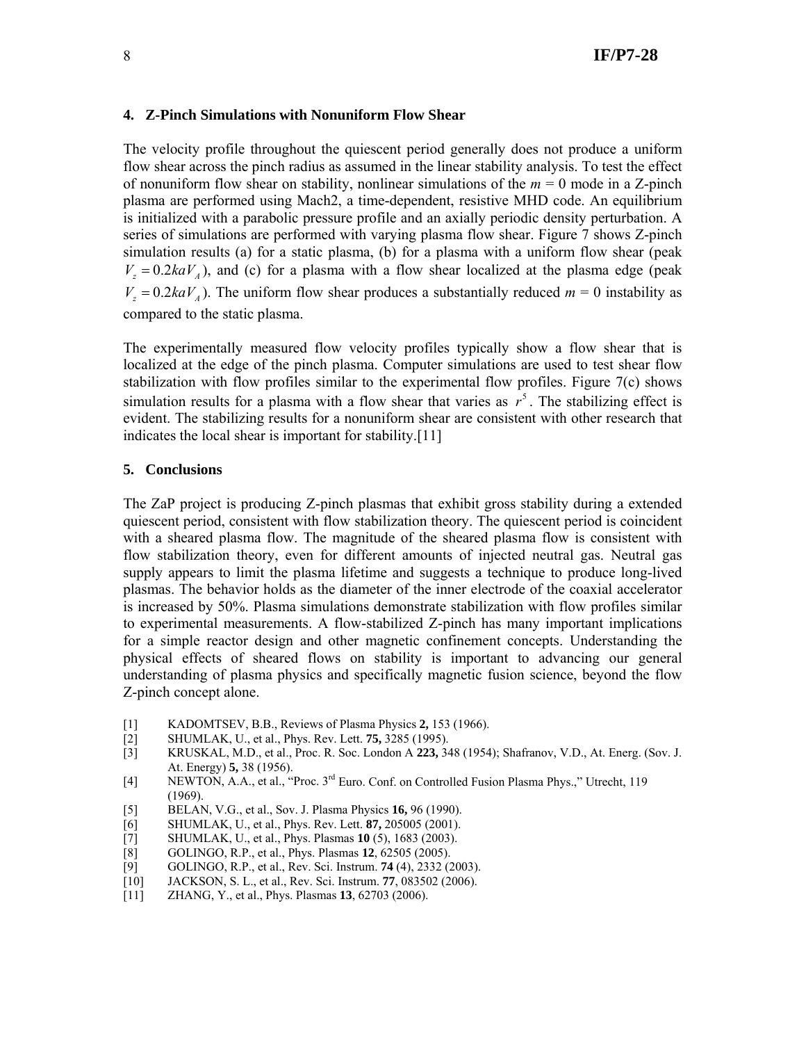## 4. Z-Pinch Simulations with Nonuniform Flow Shear

The velocity profile throughout the quiescent period generally does not produce a uniform flow shear across the pinch radius as assumed in the linear stability analysis. To test the effect of nonuniform flow shear on stability, nonlinear simulations of the $m = 0$ mode in a Z-pinch plasma are performed using Mach2, a time-dependent, resistive MHD code. An equilibrium is initialized with a parabolic pressure profile and an axially periodic density perturbation. A series of simulations are performed with varying plasma flow shear. Figure 7 shows Z-pinch simulation results (a) for a static plasma, (b) for a plasma with a uniform flow shear (peak $V_z = 0.2kaV_A$), and (c) for a plasma with a flow shear localized at the plasma edge (peak $V_z = 0.2kaV_A$). The uniform flow shear produces a substantially reduced $m = 0$ instability as compared to the static plasma.

The experimentally measured flow velocity profiles typically show a flow shear that is localized at the edge of the pinch plasma. Computer simulations are used to test shear flow stabilization with flow profiles similar to the experimental flow profiles. Figure 7(c) shows simulation results for a plasma with a flow shear that varies as $r^5$. The stabilizing effect is evident. The stabilizing results for a nonuniform shear are consistent with other research that indicates the local shear is important for stability.[11]

## 5. Conclusions

The ZaP project is producing Z-pinch plasmas that exhibit gross stability during a extended quiescent period, consistent with flow stabilization theory. The quiescent period is coincident with a sheared plasma flow. The magnitude of the sheared plasma flow is consistent with flow stabilization theory, even for different amounts of injected neutral gas. Neutral gas supply appears to limit the plasma lifetime and suggests a technique to produce long-lived plasmas. The behavior holds as the diameter of the inner electrode of the coaxial accelerator is increased by 50%. Plasma simulations demonstrate stabilization with flow profiles similar to experimental measurements. A flow-stabilized Z-pinch has many important implications for a simple reactor design and other magnetic confinement concepts. Understanding the physical effects of sheared flows on stability is important to advancing our general understanding of plasma physics and specifically magnetic fusion science, beyond the flow Z-pinch concept alone.

[1] KADOMTSEV, B.B., Reviews of Plasma Physics **2,** 153 (1966).
[2] SHUMLAK, U., et al., Phys. Rev. Lett. **75,** 3285 (1995).
[3] KRUSKAL, M.D., et al., Proc. R. Soc. London A **223,** 348 (1954); Shafranov, V.D., At. Energ. (Sov. J. At. Energy) **5,** 38 (1956).
[4] NEWTON, A.A., et al., "Proc. 3rd Euro. Conf. on Controlled Fusion Plasma Phys.," Utrecht, 119 (1969).
[5] BELAN, V.G., et al., Sov. J. Plasma Physics **16,** 96 (1990).
[6] SHUMLAK, U., et al., Phys. Rev. Lett. **87,** 205005 (2001).
[7] SHUMLAK, U., et al., Phys. Plasmas **10** (5), 1683 (2003).
[8] GOLINGO, R.P., et al., Phys. Plasmas **12**, 62505 (2005).
[9] GOLINGO, R.P., et al., Rev. Sci. Instrum. **74** (4), 2332 (2003).
[10] JACKSON, S. L., et al., Rev. Sci. Instrum. **77**, 083502 (2006).
[11] ZHANG, Y., et al., Phys. Plasmas **13**, 62703 (2006).